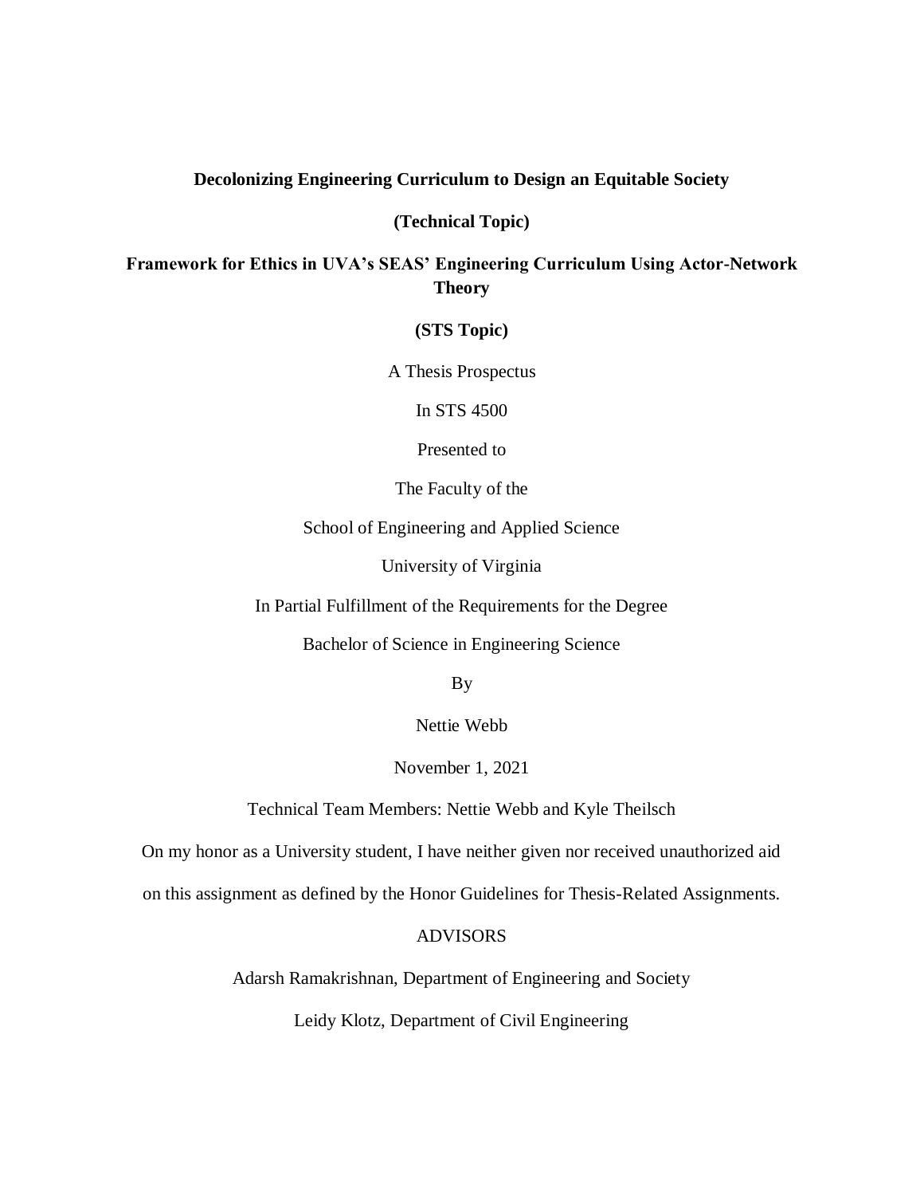**Decolonizing Engineering Curriculum to Design an Equitable Society**

**(Technical Topic)**

**Framework for Ethics in UVA's SEAS' Engineering Curriculum Using Actor-Network Theory**

**(STS Topic)**

A Thesis Prospectus

In STS 4500

Presented to

The Faculty of the

School of Engineering and Applied Science

University of Virginia

In Partial Fulfillment of the Requirements for the Degree

Bachelor of Science in Engineering Science

By

Nettie Webb

November 1, 2021

Technical Team Members: Nettie Webb and Kyle Theilsch

On my honor as a University student, I have neither given nor received unauthorized aid on this assignment as defined by the Honor Guidelines for Thesis-Related Assignments.

ADVISORS

Adarsh Ramakrishnan, Department of Engineering and Society

Leidy Klotz, Department of Civil Engineering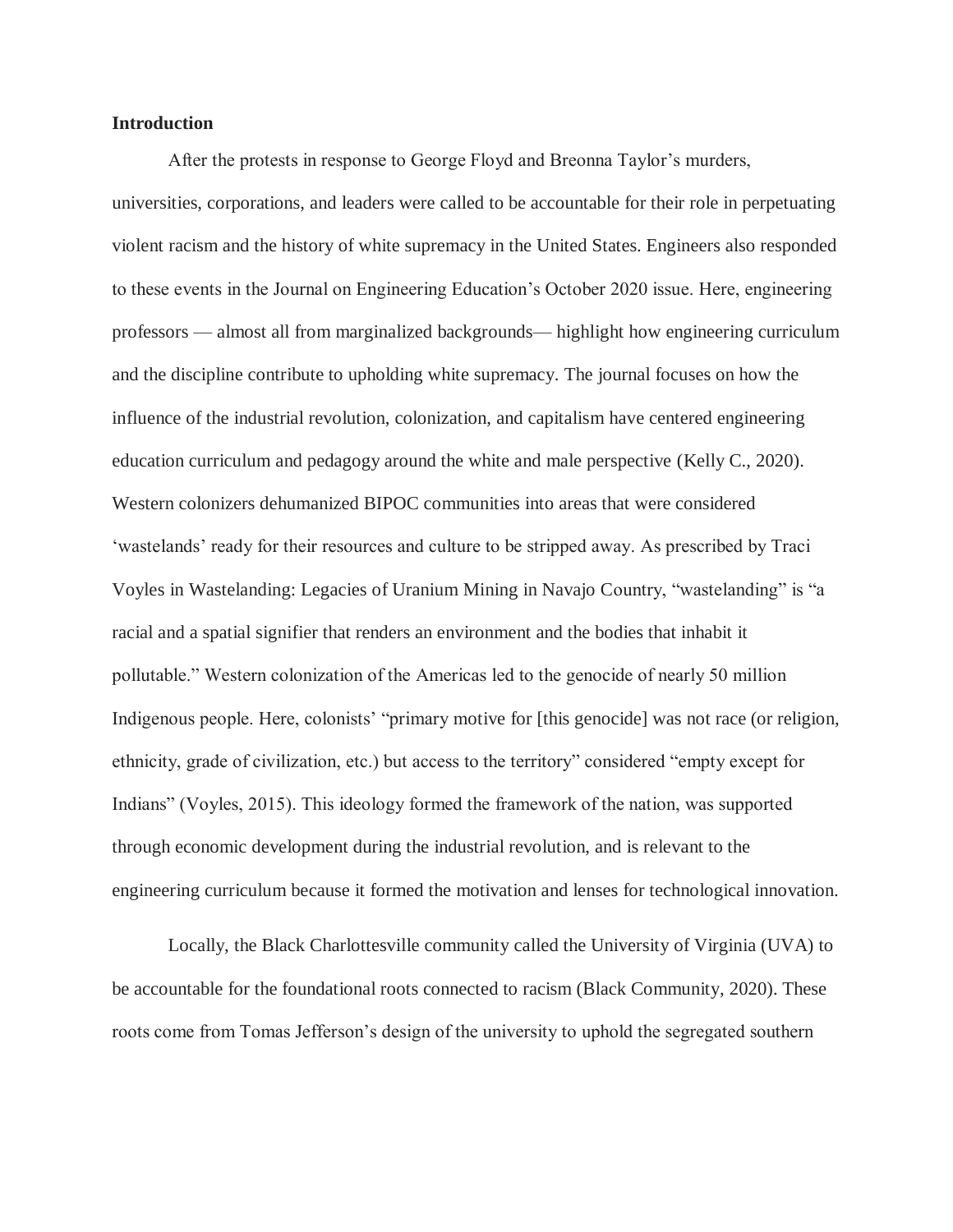**Introduction**

After the protests in response to George Floyd and Breonna Taylor's murders, universities, corporations, and leaders were called to be accountable for their role in perpetuating violent racism and the history of white supremacy in the United States. Engineers also responded to these events in the Journal on Engineering Education's October 2020 issue. Here, engineering professors — almost all from marginalized backgrounds— highlight how engineering curriculum and the discipline contribute to upholding white supremacy. The journal focuses on how the influence of the industrial revolution, colonization, and capitalism have centered engineering education curriculum and pedagogy around the white and male perspective (Kelly C., 2020). Western colonizers dehumanized BIPOC communities into areas that were considered 'wastelands' ready for their resources and culture to be stripped away. As prescribed by Traci Voyles in Wastelanding: Legacies of Uranium Mining in Navajo Country, "wastelanding" is "a racial and a spatial signifier that renders an environment and the bodies that inhabit it pollutable." Western colonization of the Americas led to the genocide of nearly 50 million Indigenous people. Here, colonists' "primary motive for [this genocide] was not race (or religion, ethnicity, grade of civilization, etc.) but access to the territory" considered "empty except for Indians" (Voyles, 2015). This ideology formed the framework of the nation, was supported through economic development during the industrial revolution, and is relevant to the engineering curriculum because it formed the motivation and lenses for technological innovation.

Locally, the Black Charlottesville community called the University of Virginia (UVA) to be accountable for the foundational roots connected to racism (Black Community, 2020). These roots come from Tomas Jefferson's design of the university to uphold the segregated southern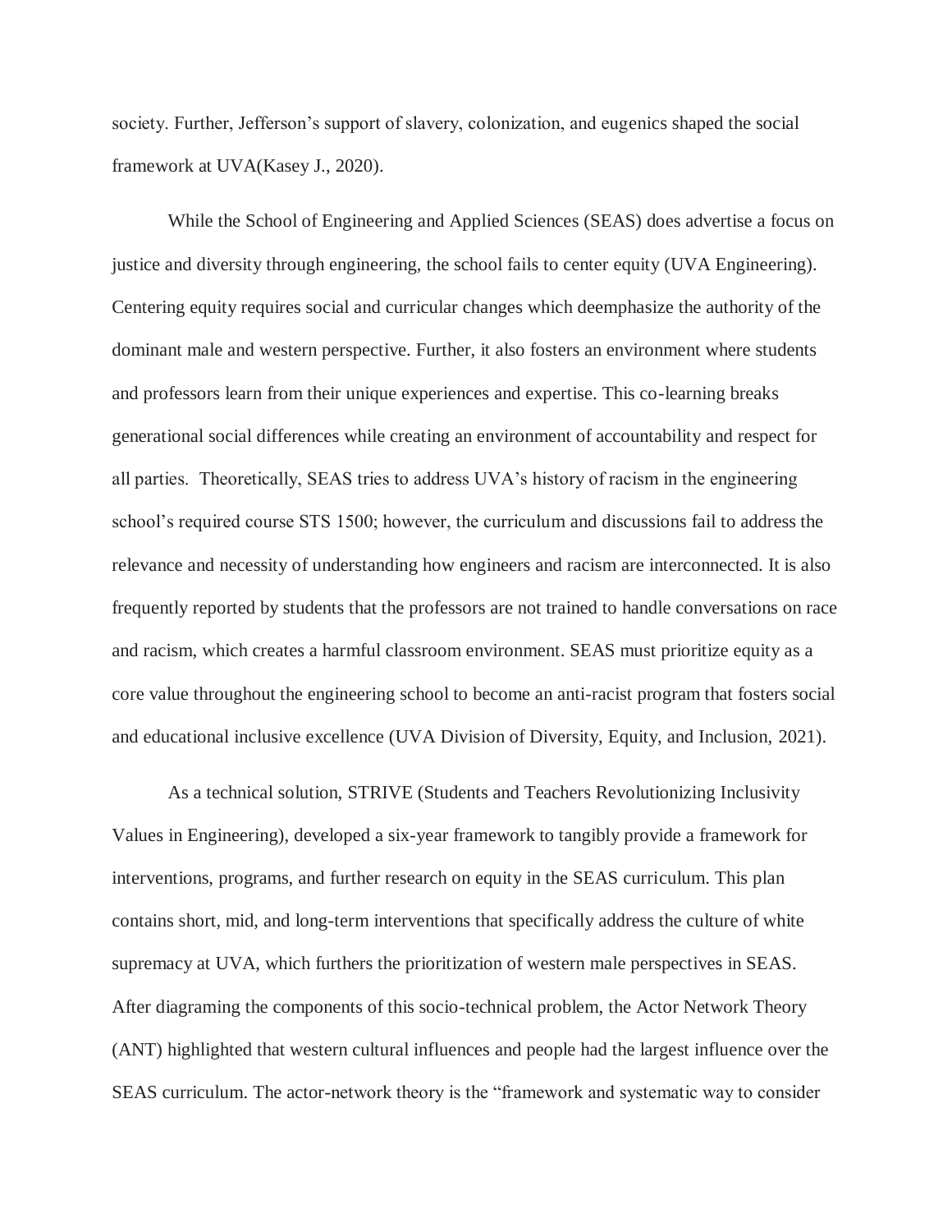society. Further, Jefferson's support of slavery, colonization, and eugenics shaped the social framework at UVA(Kasey J., 2020).

While the School of Engineering and Applied Sciences (SEAS) does advertise a focus on justice and diversity through engineering, the school fails to center equity (UVA Engineering). Centering equity requires social and curricular changes which deemphasize the authority of the dominant male and western perspective. Further, it also fosters an environment where students and professors learn from their unique experiences and expertise. This co-learning breaks generational social differences while creating an environment of accountability and respect for all parties. Theoretically, SEAS tries to address UVA's history of racism in the engineering school's required course STS 1500; however, the curriculum and discussions fail to address the relevance and necessity of understanding how engineers and racism are interconnected. It is also frequently reported by students that the professors are not trained to handle conversations on race and racism, which creates a harmful classroom environment. SEAS must prioritize equity as a core value throughout the engineering school to become an anti-racist program that fosters social and educational inclusive excellence (UVA Division of Diversity, Equity, and Inclusion, 2021).

As a technical solution, STRIVE (Students and Teachers Revolutionizing Inclusivity Values in Engineering), developed a six-year framework to tangibly provide a framework for interventions, programs, and further research on equity in the SEAS curriculum. This plan contains short, mid, and long-term interventions that specifically address the culture of white supremacy at UVA, which furthers the prioritization of western male perspectives in SEAS. After diagraming the components of this socio-technical problem, the Actor Network Theory (ANT) highlighted that western cultural influences and people had the largest influence over the SEAS curriculum. The actor-network theory is the "framework and systematic way to consider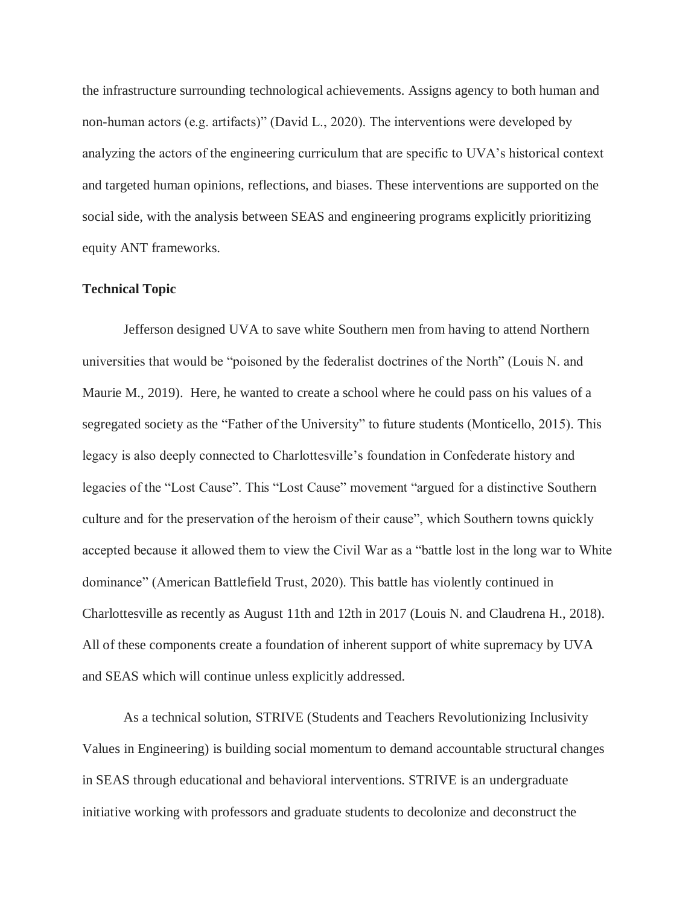the infrastructure surrounding technological achievements. Assigns agency to both human and non-human actors (e.g. artifacts)" (David L., 2020). The interventions were developed by analyzing the actors of the engineering curriculum that are specific to UVA's historical context and targeted human opinions, reflections, and biases. These interventions are supported on the social side, with the analysis between SEAS and engineering programs explicitly prioritizing equity ANT frameworks.

**Technical Topic**

Jefferson designed UVA to save white Southern men from having to attend Northern universities that would be "poisoned by the federalist doctrines of the North" (Louis N. and Maurie M., 2019). Here, he wanted to create a school where he could pass on his values of a segregated society as the "Father of the University" to future students (Monticello, 2015). This legacy is also deeply connected to Charlottesville's foundation in Confederate history and legacies of the "Lost Cause". This "Lost Cause" movement "argued for a distinctive Southern culture and for the preservation of the heroism of their cause", which Southern towns quickly accepted because it allowed them to view the Civil War as a "battle lost in the long war to White dominance" (American Battlefield Trust, 2020). This battle has violently continued in Charlottesville as recently as August 11th and 12th in 2017 (Louis N. and Claudrena H., 2018). All of these components create a foundation of inherent support of white supremacy by UVA and SEAS which will continue unless explicitly addressed.

As a technical solution, STRIVE (Students and Teachers Revolutionizing Inclusivity Values in Engineering) is building social momentum to demand accountable structural changes in SEAS through educational and behavioral interventions. STRIVE is an undergraduate initiative working with professors and graduate students to decolonize and deconstruct the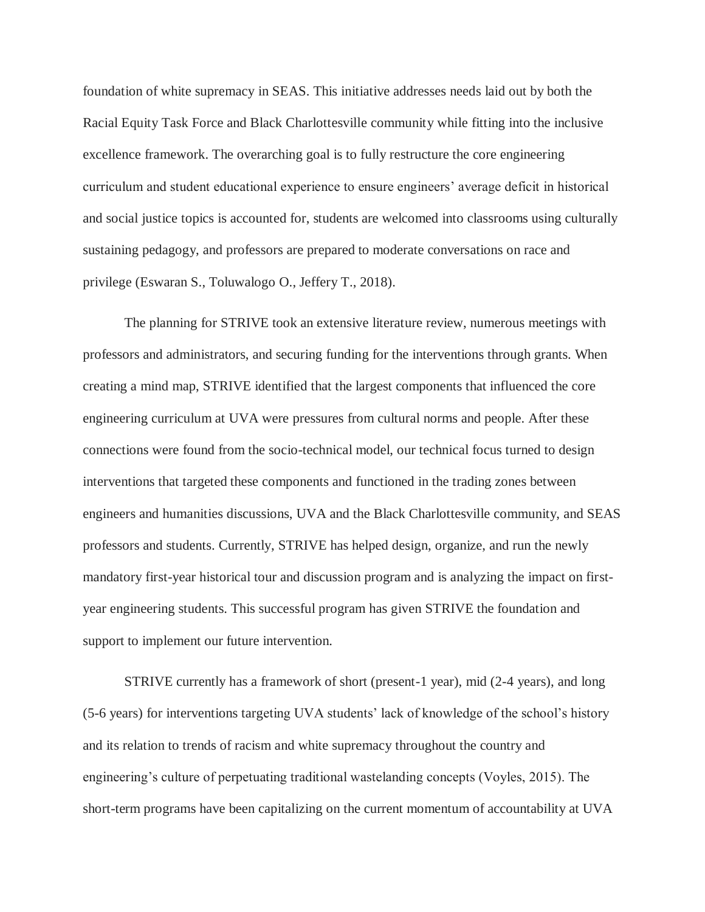foundation of white supremacy in SEAS. This initiative addresses needs laid out by both the Racial Equity Task Force and Black Charlottesville community while fitting into the inclusive excellence framework. The overarching goal is to fully restructure the core engineering curriculum and student educational experience to ensure engineers' average deficit in historical and social justice topics is accounted for, students are welcomed into classrooms using culturally sustaining pedagogy, and professors are prepared to moderate conversations on race and privilege (Eswaran S., Toluwalogo O., Jeffery T., 2018).

The planning for STRIVE took an extensive literature review, numerous meetings with professors and administrators, and securing funding for the interventions through grants. When creating a mind map, STRIVE identified that the largest components that influenced the core engineering curriculum at UVA were pressures from cultural norms and people. After these connections were found from the socio-technical model, our technical focus turned to design interventions that targeted these components and functioned in the trading zones between engineers and humanities discussions, UVA and the Black Charlottesville community, and SEAS professors and students. Currently, STRIVE has helped design, organize, and run the newly mandatory first-year historical tour and discussion program and is analyzing the impact on first-year engineering students. This successful program has given STRIVE the foundation and support to implement our future intervention.

STRIVE currently has a framework of short (present-1 year), mid (2-4 years), and long (5-6 years) for interventions targeting UVA students' lack of knowledge of the school's history and its relation to trends of racism and white supremacy throughout the country and engineering's culture of perpetuating traditional wastelanding concepts (Voyles, 2015). The short-term programs have been capitalizing on the current momentum of accountability at UVA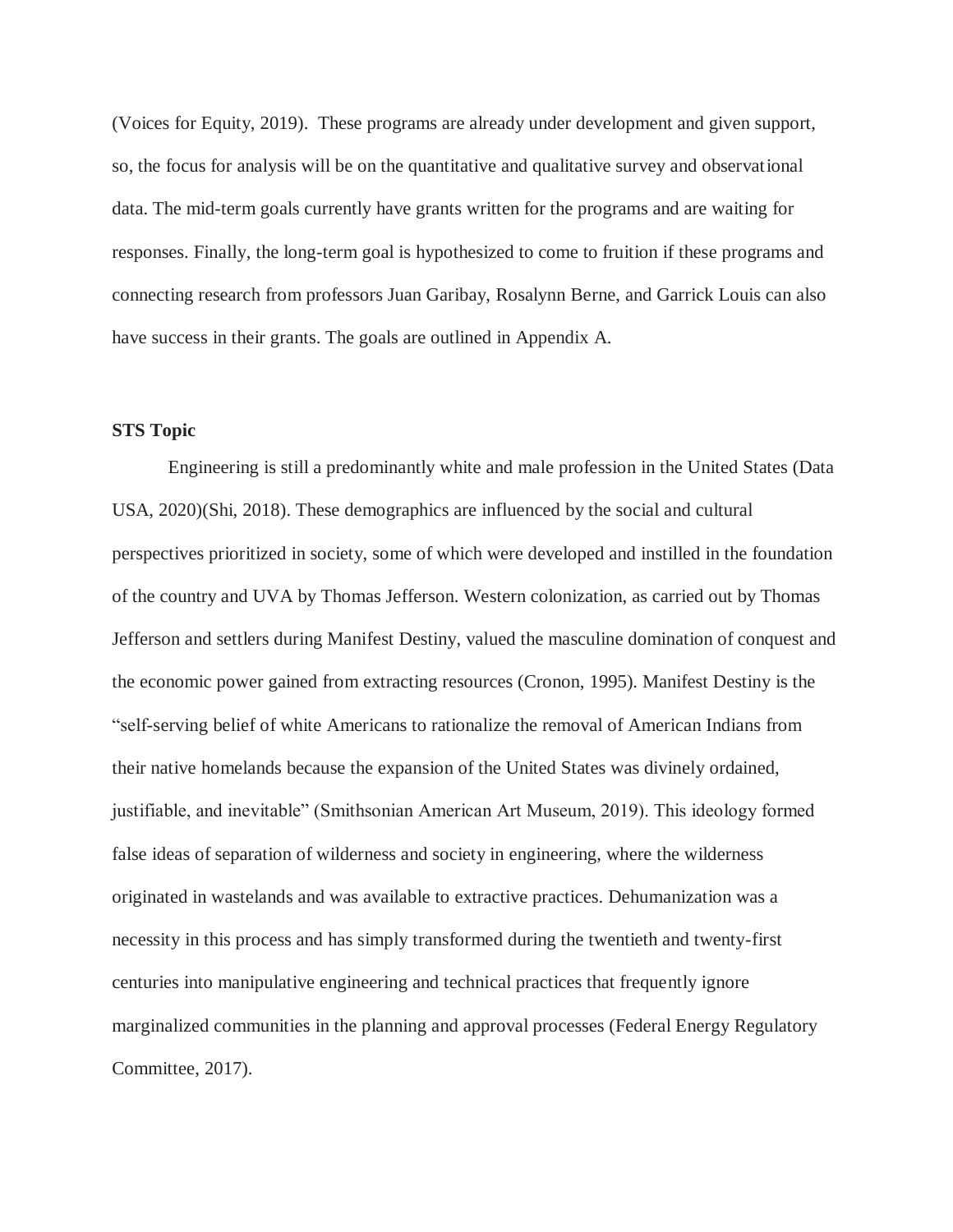(Voices for Equity, 2019). These programs are already under development and given support, so, the focus for analysis will be on the quantitative and qualitative survey and observational data. The mid-term goals currently have grants written for the programs and are waiting for responses. Finally, the long-term goal is hypothesized to come to fruition if these programs and connecting research from professors Juan Garibay, Rosalynn Berne, and Garrick Louis can also have success in their grants. The goals are outlined in Appendix A.

**STS Topic**

Engineering is still a predominantly white and male profession in the United States (Data USA, 2020)(Shi, 2018). These demographics are influenced by the social and cultural perspectives prioritized in society, some of which were developed and instilled in the foundation of the country and UVA by Thomas Jefferson. Western colonization, as carried out by Thomas Jefferson and settlers during Manifest Destiny, valued the masculine domination of conquest and the economic power gained from extracting resources (Cronon, 1995). Manifest Destiny is the "self-serving belief of white Americans to rationalize the removal of American Indians from their native homelands because the expansion of the United States was divinely ordained, justifiable, and inevitable" (Smithsonian American Art Museum, 2019). This ideology formed false ideas of separation of wilderness and society in engineering, where the wilderness originated in wastelands and was available to extractive practices. Dehumanization was a necessity in this process and has simply transformed during the twentieth and twenty-first centuries into manipulative engineering and technical practices that frequently ignore marginalized communities in the planning and approval processes (Federal Energy Regulatory Committee, 2017).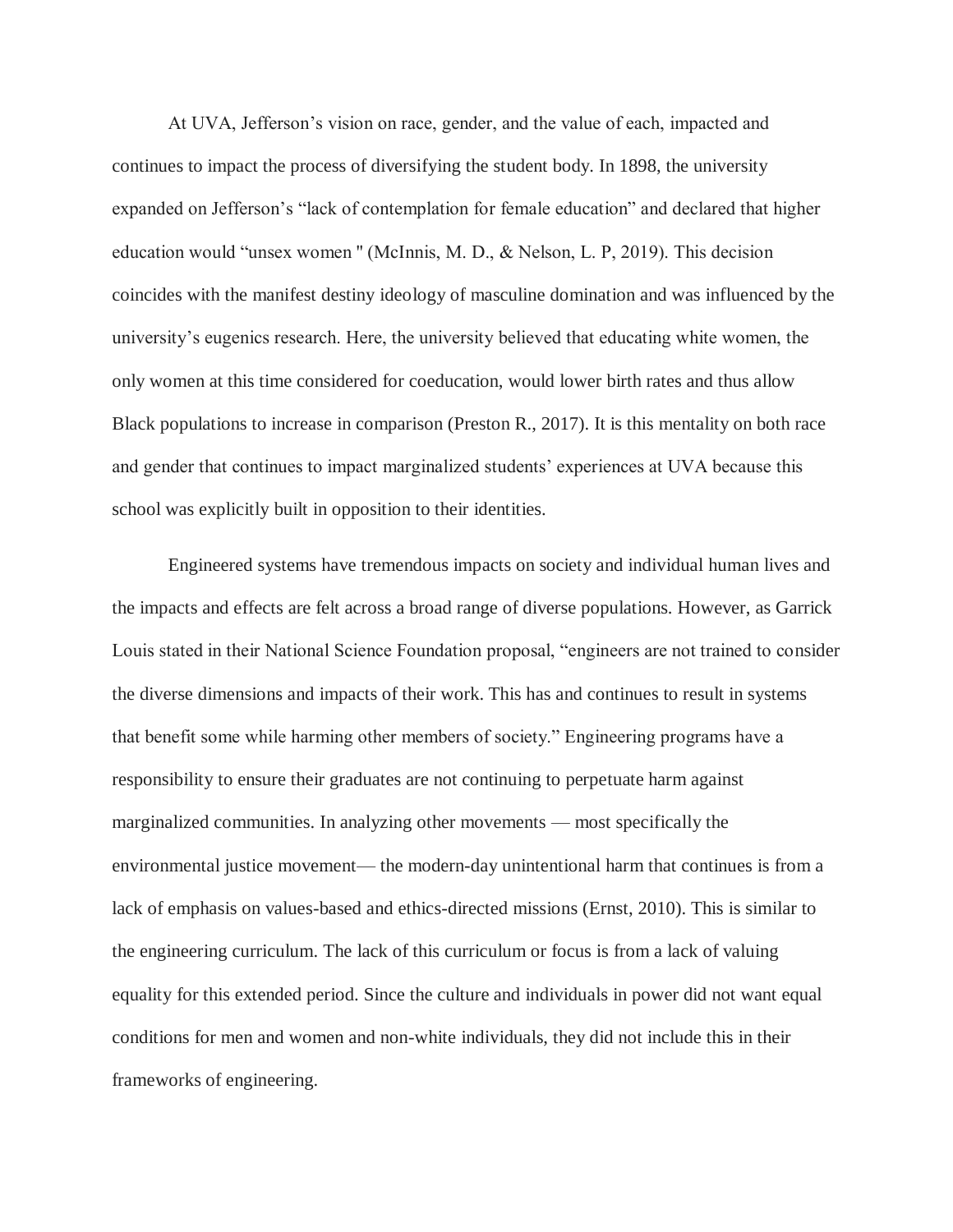At UVA, Jefferson's vision on race, gender, and the value of each, impacted and continues to impact the process of diversifying the student body. In 1898, the university expanded on Jefferson's "lack of contemplation for female education" and declared that higher education would "unsex women " (McInnis, M. D., & Nelson, L. P, 2019). This decision coincides with the manifest destiny ideology of masculine domination and was influenced by the university's eugenics research. Here, the university believed that educating white women, the only women at this time considered for coeducation, would lower birth rates and thus allow Black populations to increase in comparison (Preston R., 2017). It is this mentality on both race and gender that continues to impact marginalized students' experiences at UVA because this school was explicitly built in opposition to their identities.

Engineered systems have tremendous impacts on society and individual human lives and the impacts and effects are felt across a broad range of diverse populations. However, as Garrick Louis stated in their National Science Foundation proposal, "engineers are not trained to consider the diverse dimensions and impacts of their work. This has and continues to result in systems that benefit some while harming other members of society." Engineering programs have a responsibility to ensure their graduates are not continuing to perpetuate harm against marginalized communities. In analyzing other movements — most specifically the environmental justice movement— the modern-day unintentional harm that continues is from a lack of emphasis on values-based and ethics-directed missions (Ernst, 2010). This is similar to the engineering curriculum. The lack of this curriculum or focus is from a lack of valuing equality for this extended period. Since the culture and individuals in power did not want equal conditions for men and women and non-white individuals, they did not include this in their frameworks of engineering.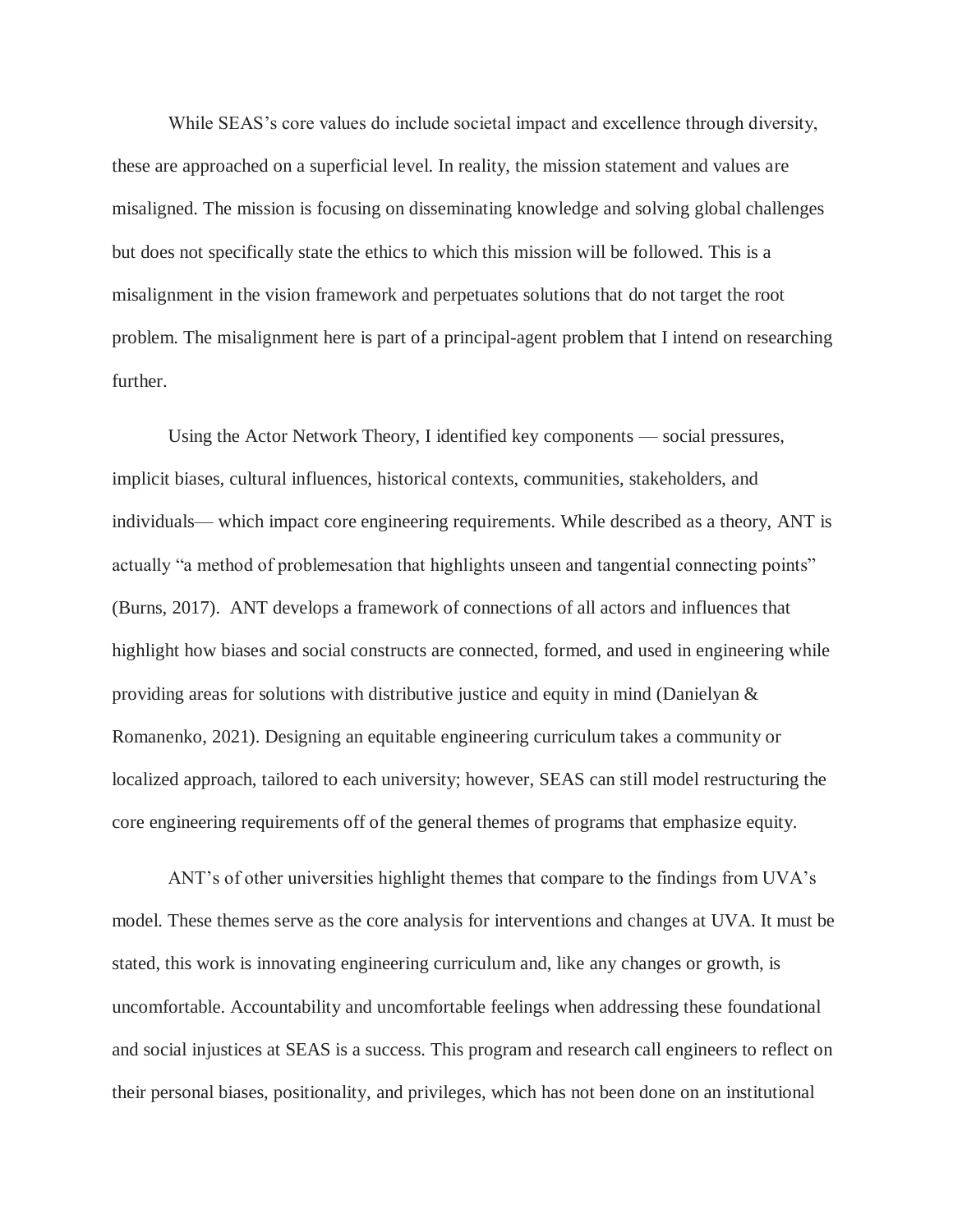While SEAS's core values do include societal impact and excellence through diversity, these are approached on a superficial level. In reality, the mission statement and values are misaligned. The mission is focusing on disseminating knowledge and solving global challenges but does not specifically state the ethics to which this mission will be followed. This is a misalignment in the vision framework and perpetuates solutions that do not target the root problem. The misalignment here is part of a principal-agent problem that I intend on researching further.

Using the Actor Network Theory, I identified key components — social pressures, implicit biases, cultural influences, historical contexts, communities, stakeholders, and individuals— which impact core engineering requirements. While described as a theory, ANT is actually "a method of problemesation that highlights unseen and tangential connecting points" (Burns, 2017). ANT develops a framework of connections of all actors and influences that highlight how biases and social constructs are connected, formed, and used in engineering while providing areas for solutions with distributive justice and equity in mind (Danielyan & Romanenko, 2021). Designing an equitable engineering curriculum takes a community or localized approach, tailored to each university; however, SEAS can still model restructuring the core engineering requirements off of the general themes of programs that emphasize equity.

ANT's of other universities highlight themes that compare to the findings from UVA's model. These themes serve as the core analysis for interventions and changes at UVA. It must be stated, this work is innovating engineering curriculum and, like any changes or growth, is uncomfortable. Accountability and uncomfortable feelings when addressing these foundational and social injustices at SEAS is a success. This program and research call engineers to reflect on their personal biases, positionality, and privileges, which has not been done on an institutional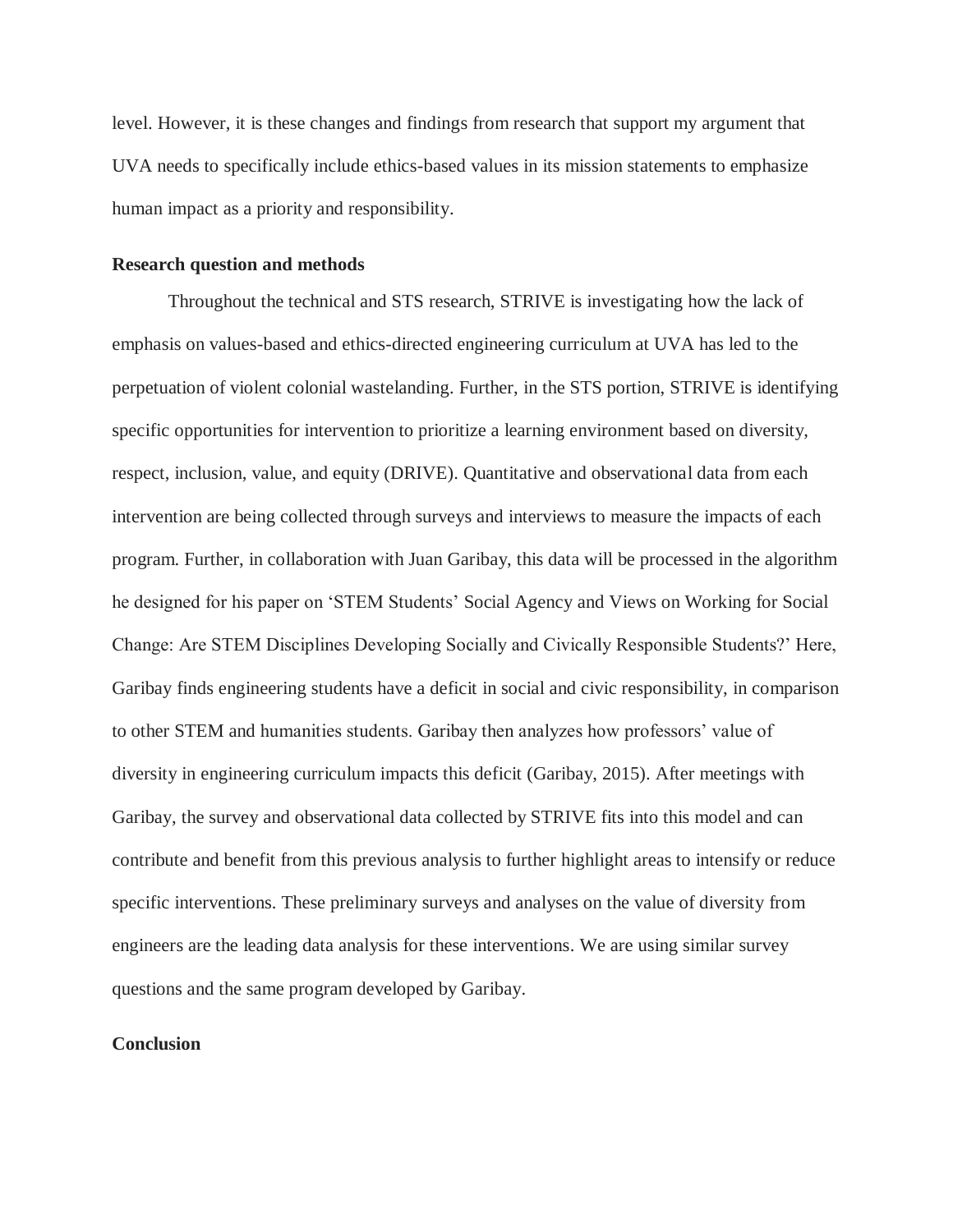level. However, it is these changes and findings from research that support my argument that UVA needs to specifically include ethics-based values in its mission statements to emphasize human impact as a priority and responsibility.

**Research question and methods**

Throughout the technical and STS research, STRIVE is investigating how the lack of emphasis on values-based and ethics-directed engineering curriculum at UVA has led to the perpetuation of violent colonial wastelanding. Further, in the STS portion, STRIVE is identifying specific opportunities for intervention to prioritize a learning environment based on diversity, respect, inclusion, value, and equity (DRIVE). Quantitative and observational data from each intervention are being collected through surveys and interviews to measure the impacts of each program. Further, in collaboration with Juan Garibay, this data will be processed in the algorithm he designed for his paper on 'STEM Students' Social Agency and Views on Working for Social Change: Are STEM Disciplines Developing Socially and Civically Responsible Students?' Here, Garibay finds engineering students have a deficit in social and civic responsibility, in comparison to other STEM and humanities students. Garibay then analyzes how professors' value of diversity in engineering curriculum impacts this deficit (Garibay, 2015). After meetings with Garibay, the survey and observational data collected by STRIVE fits into this model and can contribute and benefit from this previous analysis to further highlight areas to intensify or reduce specific interventions. These preliminary surveys and analyses on the value of diversity from engineers are the leading data analysis for these interventions. We are using similar survey questions and the same program developed by Garibay.

**Conclusion**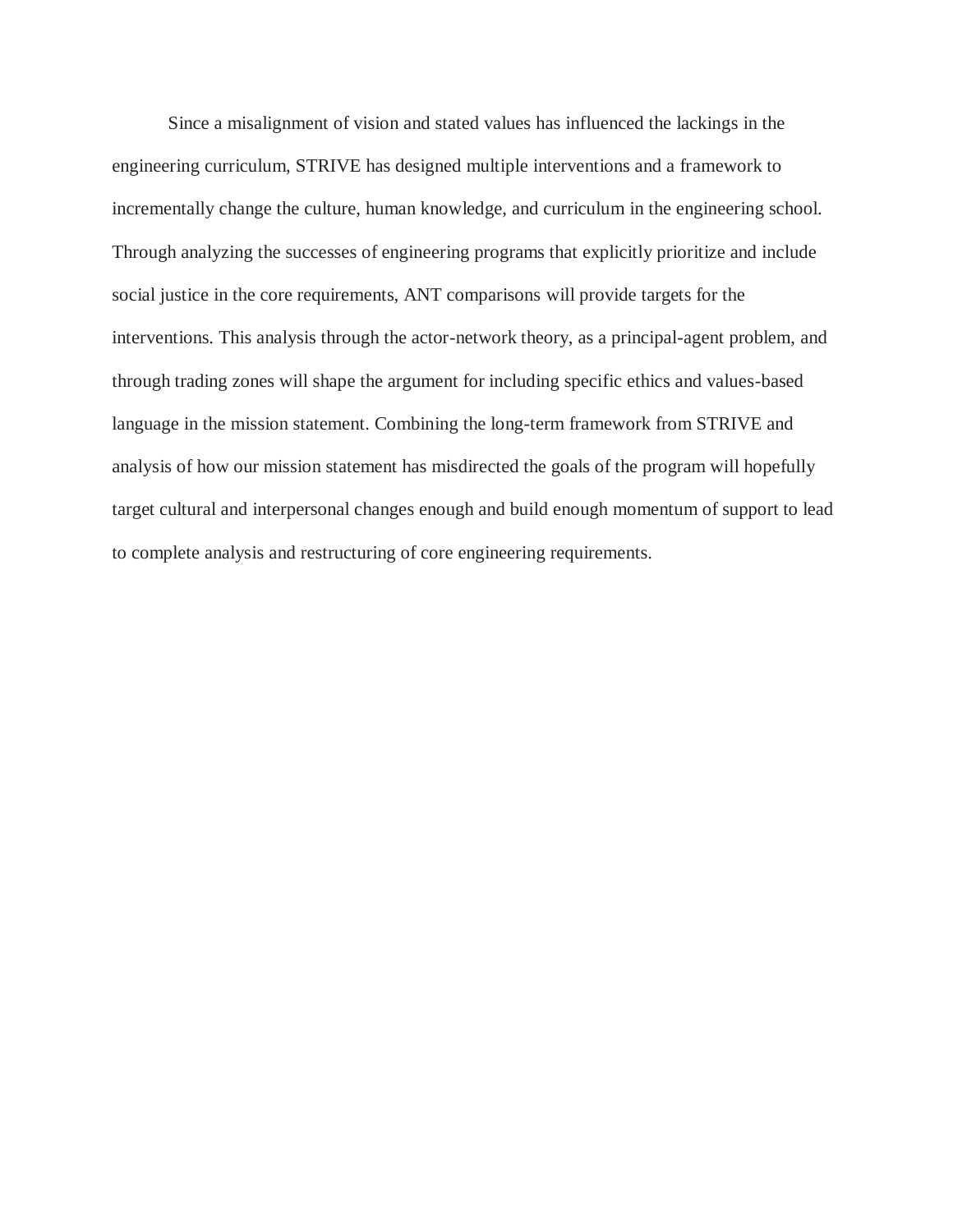Since a misalignment of vision and stated values has influenced the lackings in the engineering curriculum, STRIVE has designed multiple interventions and a framework to incrementally change the culture, human knowledge, and curriculum in the engineering school. Through analyzing the successes of engineering programs that explicitly prioritize and include social justice in the core requirements, ANT comparisons will provide targets for the interventions. This analysis through the actor-network theory, as a principal-agent problem, and through trading zones will shape the argument for including specific ethics and values-based language in the mission statement. Combining the long-term framework from STRIVE and analysis of how our mission statement has misdirected the goals of the program will hopefully target cultural and interpersonal changes enough and build enough momentum of support to lead to complete analysis and restructuring of core engineering requirements.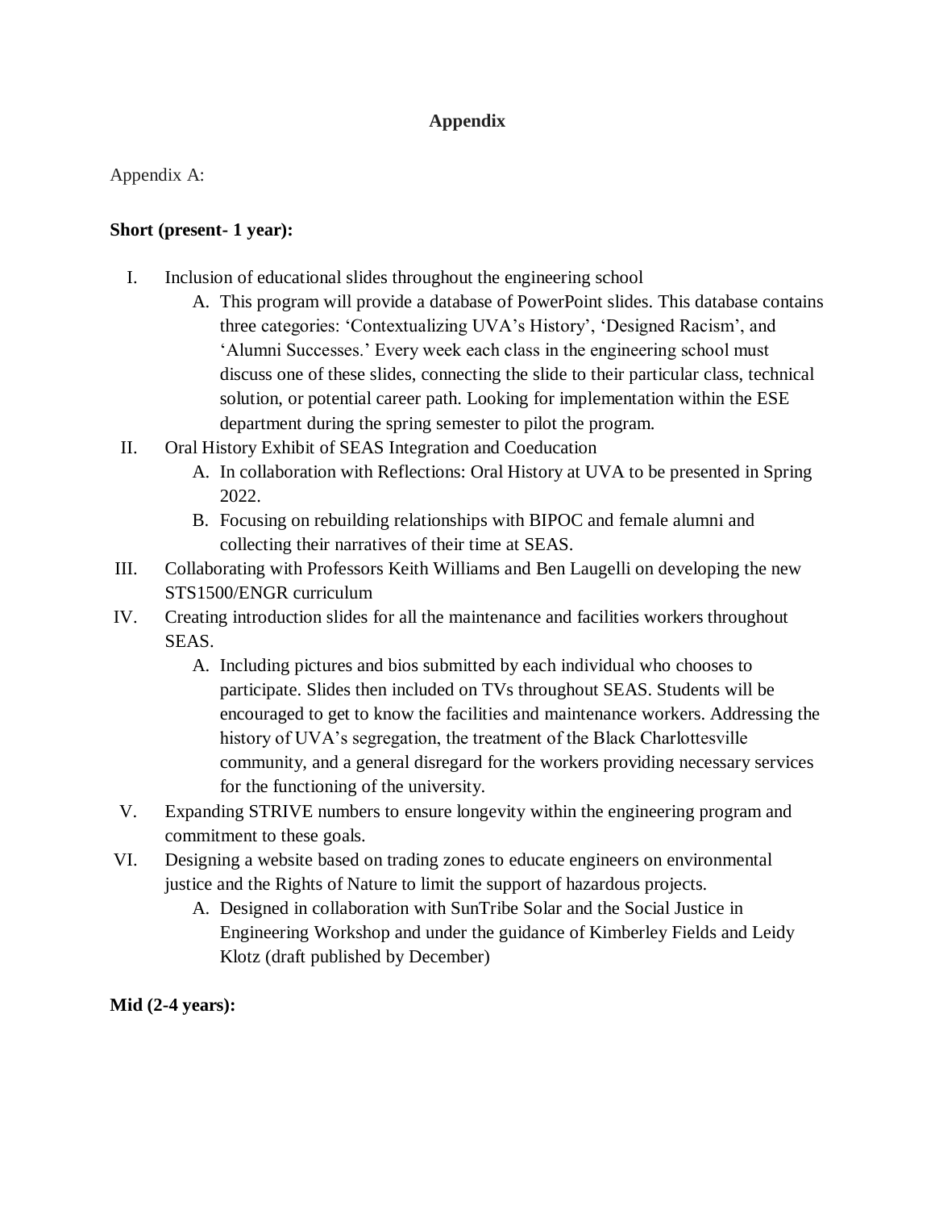## Appendix

Appendix A:

**Short (present- 1 year):**

I. Inclusion of educational slides throughout the engineering school
   A. This program will provide a database of PowerPoint slides. This database contains three categories: 'Contextualizing UVA's History', 'Designed Racism', and 'Alumni Successes.' Every week each class in the engineering school must discuss one of these slides, connecting the slide to their particular class, technical solution, or potential career path. Looking for implementation within the ESE department during the spring semester to pilot the program.

II. Oral History Exhibit of SEAS Integration and Coeducation
   A. In collaboration with Reflections: Oral History at UVA to be presented in Spring 2022.
   B. Focusing on rebuilding relationships with BIPOC and female alumni and collecting their narratives of their time at SEAS.

III. Collaborating with Professors Keith Williams and Ben Laugelli on developing the new STS1500/ENGR curriculum

IV. Creating introduction slides for all the maintenance and facilities workers throughout SEAS.
   A. Including pictures and bios submitted by each individual who chooses to participate. Slides then included on TVs throughout SEAS. Students will be encouraged to get to know the facilities and maintenance workers. Addressing the history of UVA's segregation, the treatment of the Black Charlottesville community, and a general disregard for the workers providing necessary services for the functioning of the university.

V. Expanding STRIVE numbers to ensure longevity within the engineering program and commitment to these goals.

VI. Designing a website based on trading zones to educate engineers on environmental justice and the Rights of Nature to limit the support of hazardous projects.
   A. Designed in collaboration with SunTribe Solar and the Social Justice in Engineering Workshop and under the guidance of Kimberley Fields and Leidy Klotz (draft published by December)

**Mid (2-4 years):**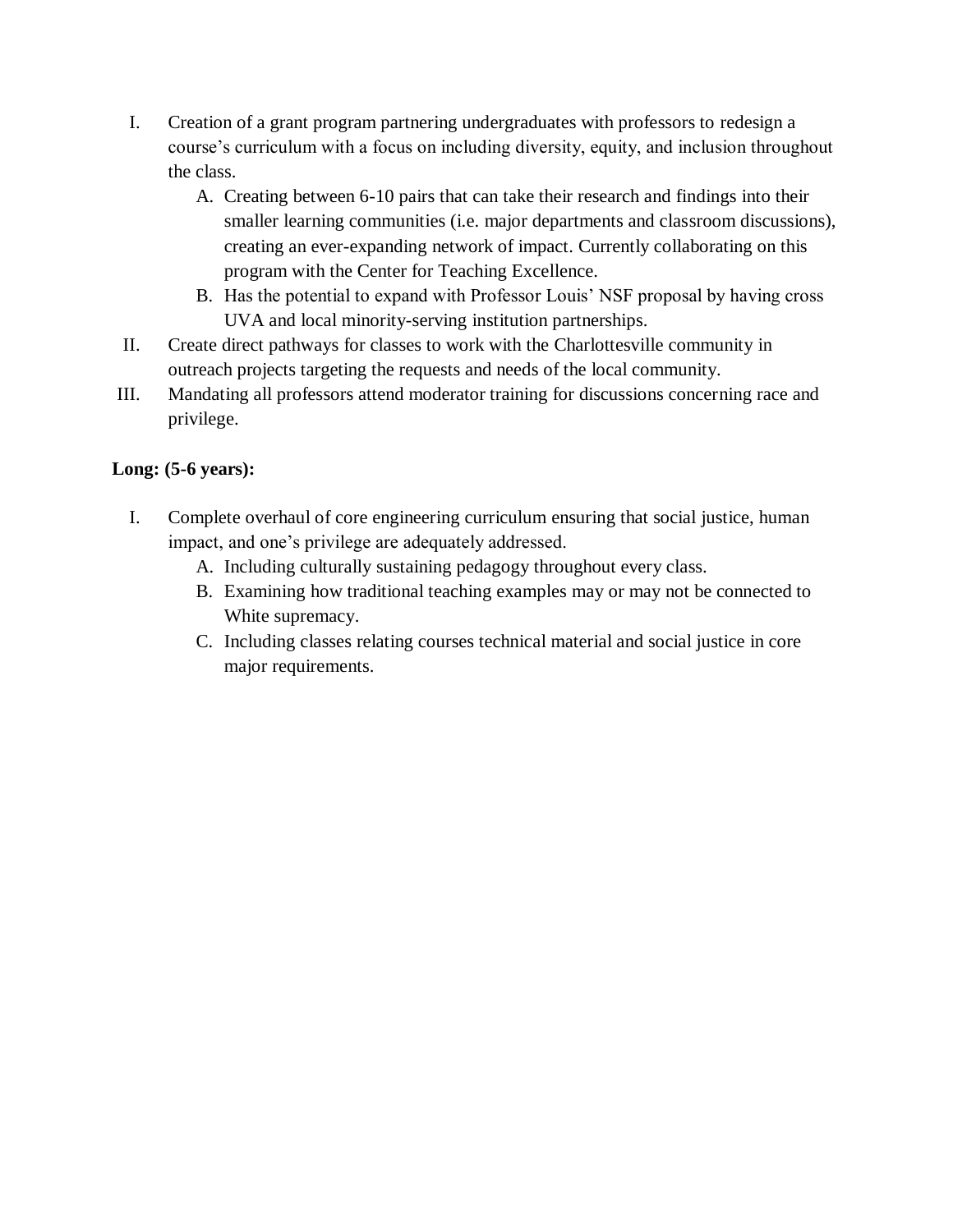I. Creation of a grant program partnering undergraduates with professors to redesign a course's curriculum with a focus on including diversity, equity, and inclusion throughout the class.
    A. Creating between 6-10 pairs that can take their research and findings into their smaller learning communities (i.e. major departments and classroom discussions), creating an ever-expanding network of impact. Currently collaborating on this program with the Center for Teaching Excellence.
    B. Has the potential to expand with Professor Louis' NSF proposal by having cross UVA and local minority-serving institution partnerships.

II. Create direct pathways for classes to work with the Charlottesville community in outreach projects targeting the requests and needs of the local community.

III. Mandating all professors attend moderator training for discussions concerning race and privilege.

**Long: (5-6 years):**

I. Complete overhaul of core engineering curriculum ensuring that social justice, human impact, and one's privilege are adequately addressed.
    A. Including culturally sustaining pedagogy throughout every class.
    B. Examining how traditional teaching examples may or may not be connected to White supremacy.
    C. Including classes relating courses technical material and social justice in core major requirements.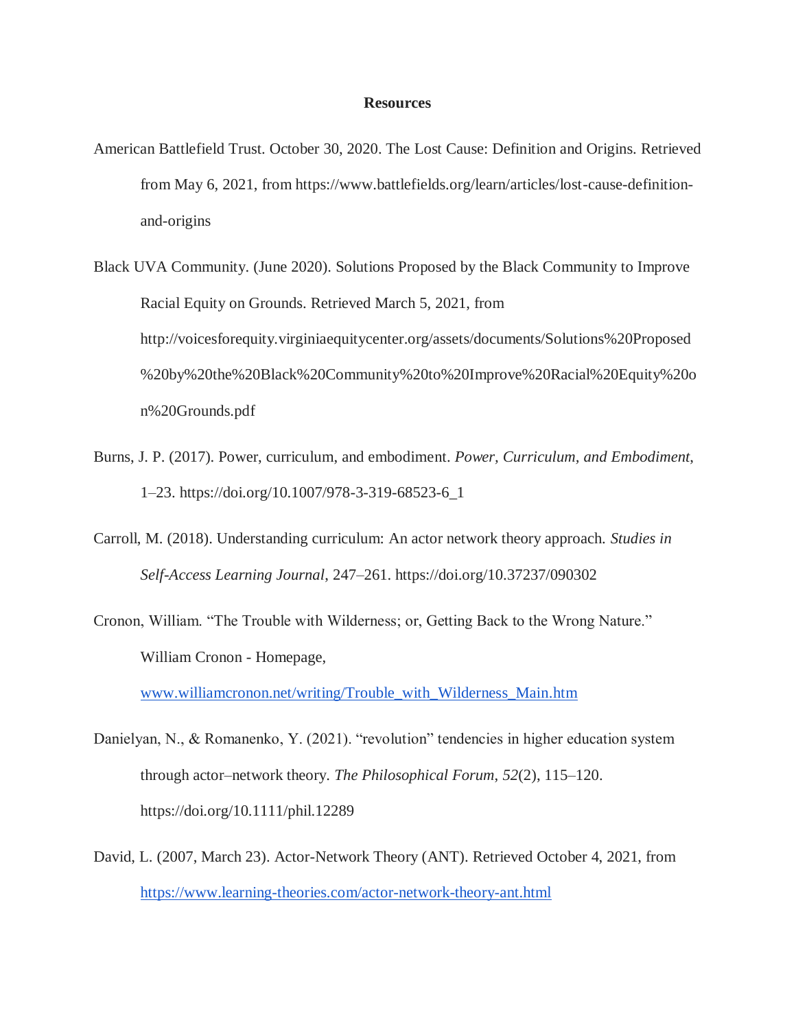**Resources**

American Battlefield Trust. October 30, 2020. The Lost Cause: Definition and Origins. Retrieved from May 6, 2021, from https://www.battlefields.org/learn/articles/lost-cause-definition-and-origins

Black UVA Community. (June 2020). Solutions Proposed by the Black Community to Improve Racial Equity on Grounds. Retrieved March 5, 2021, from http://voicesforequity.virginiaequitycenter.org/assets/documents/Solutions%20Proposed%20by%20the%20Black%20Community%20to%20Improve%20Racial%20Equity%20on%20Grounds.pdf

Burns, J. P. (2017). Power, curriculum, and embodiment. *Power, Curriculum, and Embodiment*, 1–23. https://doi.org/10.1007/978-3-319-68523-6_1

Carroll, M. (2018). Understanding curriculum: An actor network theory approach. *Studies in Self-Access Learning Journal*, 247–261. https://doi.org/10.37237/090302

Cronon, William. "The Trouble with Wilderness; or, Getting Back to the Wrong Nature." William Cronon - Homepage, www.williamcronon.net/writing/Trouble_with_Wilderness_Main.htm

Danielyan, N., & Romanenko, Y. (2021). "revolution" tendencies in higher education system through actor–network theory. *The Philosophical Forum*, *52*(2), 115–120. https://doi.org/10.1111/phil.12289

David, L. (2007, March 23). Actor-Network Theory (ANT). Retrieved October 4, 2021, from https://www.learning-theories.com/actor-network-theory-ant.html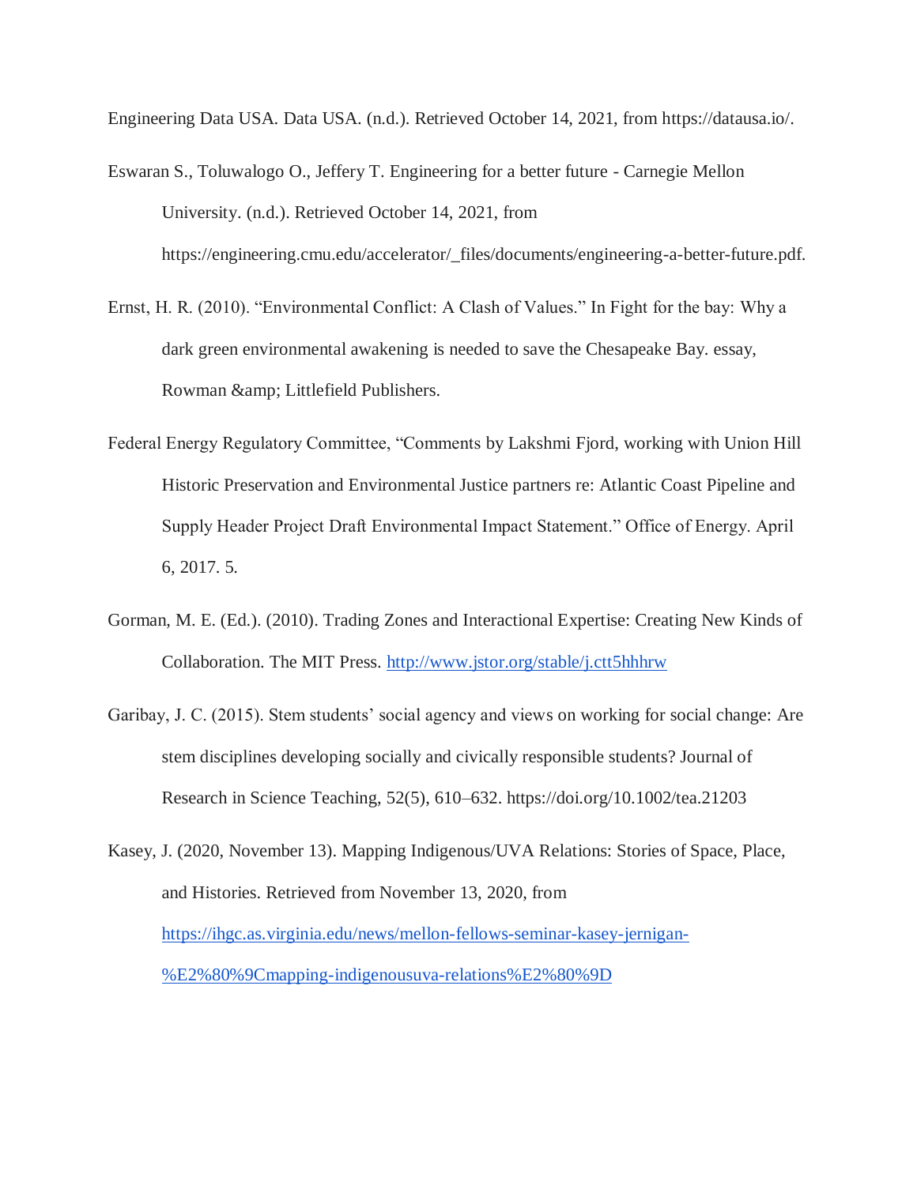Engineering Data USA. Data USA. (n.d.). Retrieved October 14, 2021, from https://datausa.io/.

Eswaran S., Toluwalogo O., Jeffery T. Engineering for a better future - Carnegie Mellon University. (n.d.). Retrieved October 14, 2021, from https://engineering.cmu.edu/accelerator/_files/documents/engineering-a-better-future.pdf.

Ernst, H. R. (2010). "Environmental Conflict: A Clash of Values." In Fight for the bay: Why a dark green environmental awakening is needed to save the Chesapeake Bay. essay, Rowman &amp; Littlefield Publishers.

Federal Energy Regulatory Committee, "Comments by Lakshmi Fjord, working with Union Hill Historic Preservation and Environmental Justice partners re: Atlantic Coast Pipeline and Supply Header Project Draft Environmental Impact Statement." Office of Energy. April 6, 2017. 5.

Gorman, M. E. (Ed.). (2010). Trading Zones and Interactional Expertise: Creating New Kinds of Collaboration. The MIT Press. http://www.jstor.org/stable/j.ctt5hhhrw

Garibay, J. C. (2015). Stem students' social agency and views on working for social change: Are stem disciplines developing socially and civically responsible students? Journal of Research in Science Teaching, 52(5), 610–632. https://doi.org/10.1002/tea.21203

Kasey, J. (2020, November 13). Mapping Indigenous/UVA Relations: Stories of Space, Place, and Histories. Retrieved from November 13, 2020, from https://ihgc.as.virginia.edu/news/mellon-fellows-seminar-kasey-jernigan-%E2%80%9Cmapping-indigenousuva-relations%E2%80%9D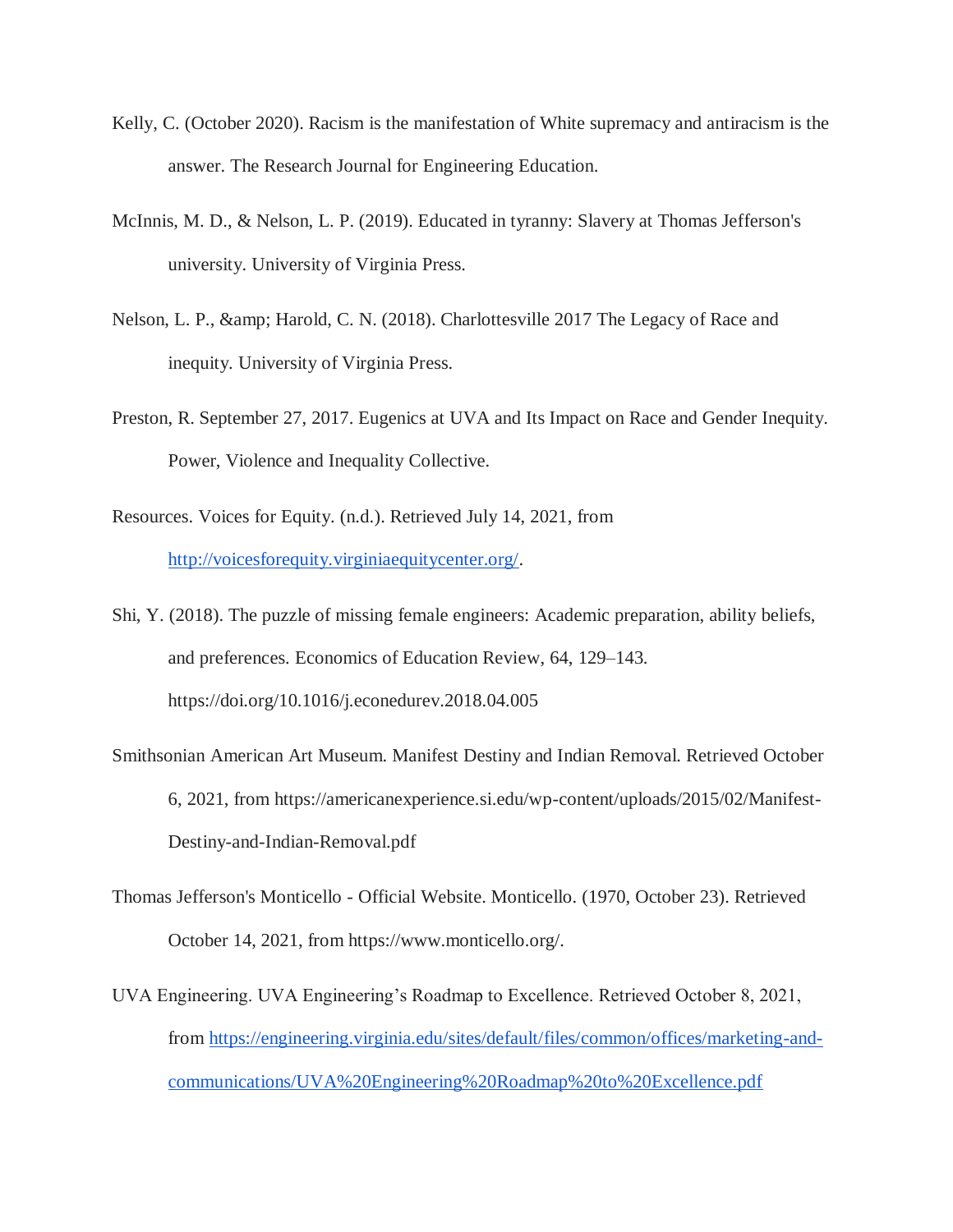Kelly, C. (October 2020). Racism is the manifestation of White supremacy and antiracism is the answer. The Research Journal for Engineering Education.

McInnis, M. D., & Nelson, L. P. (2019). Educated in tyranny: Slavery at Thomas Jefferson's university. University of Virginia Press.

Nelson, L. P., &amp; Harold, C. N. (2018). Charlottesville 2017 The Legacy of Race and inequity. University of Virginia Press.

Preston, R. September 27, 2017. Eugenics at UVA and Its Impact on Race and Gender Inequity. Power, Violence and Inequality Collective.

Resources. Voices for Equity. (n.d.). Retrieved July 14, 2021, from [http://voicesforequity.virginiaequitycenter.org/](http://voicesforequity.virginiaequitycenter.org/).

Shi, Y. (2018). The puzzle of missing female engineers: Academic preparation, ability beliefs, and preferences. Economics of Education Review, 64, 129–143. https://doi.org/10.1016/j.econedurev.2018.04.005

Smithsonian American Art Museum. Manifest Destiny and Indian Removal. Retrieved October 6, 2021, from https://americanexperience.si.edu/wp-content/uploads/2015/02/Manifest-Destiny-and-Indian-Removal.pdf

Thomas Jefferson's Monticello - Official Website. Monticello. (1970, October 23). Retrieved October 14, 2021, from https://www.monticello.org/.

UVA Engineering. UVA Engineering's Roadmap to Excellence. Retrieved October 8, 2021, from [https://engineering.virginia.edu/sites/default/files/common/offices/marketing-and-communications/UVA%20Engineering%20Roadmap%20to%20Excellence.pdf](https://engineering.virginia.edu/sites/default/files/common/offices/marketing-and-communications/UVA%20Engineering%20Roadmap%20to%20Excellence.pdf)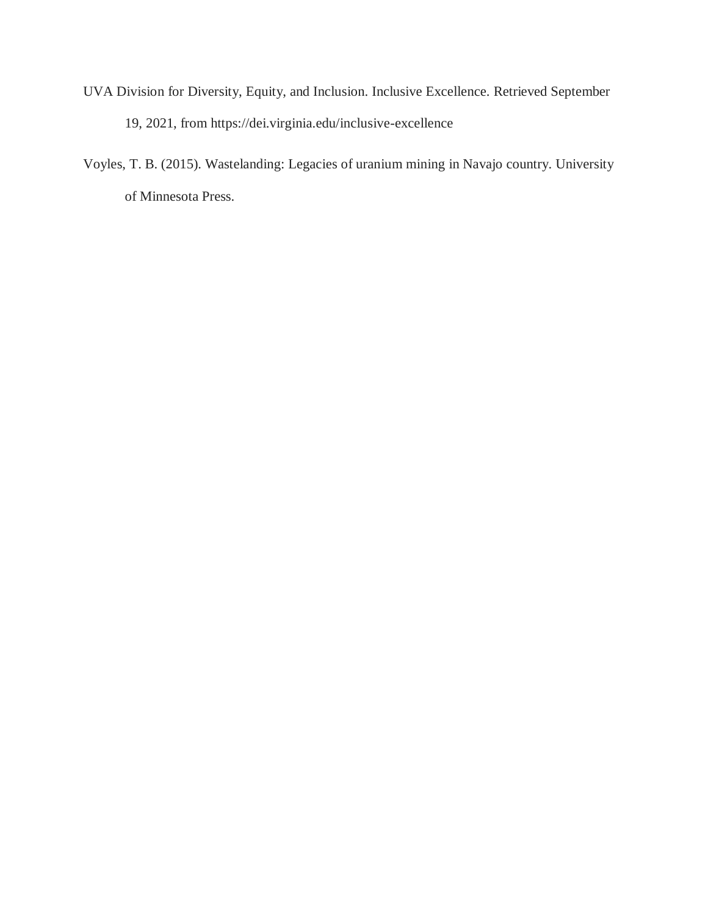UVA Division for Diversity, Equity, and Inclusion. Inclusive Excellence. Retrieved September 19, 2021, from https://dei.virginia.edu/inclusive-excellence

Voyles, T. B. (2015). Wastelanding: Legacies of uranium mining in Navajo country. University of Minnesota Press.